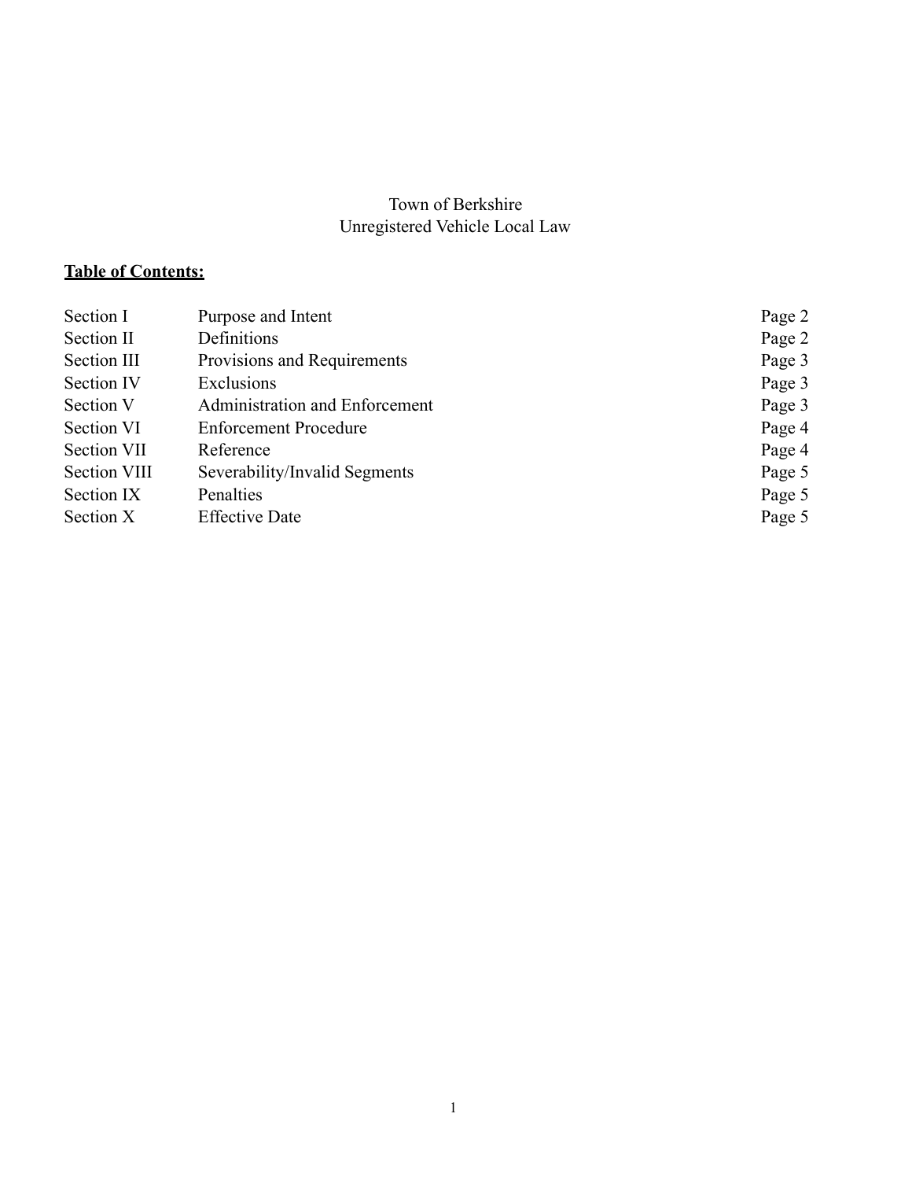# Town of Berkshire
## Unregistered Vehicle Local Law

**Table of Contents:**

| | | |
|---|---|---|
| Section I | Purpose and Intent | Page 2 |
| Section II | Definitions | Page 2 |
| Section III | Provisions and Requirements | Page 3 |
| Section IV | Exclusions | Page 3 |
| Section V | Administration and Enforcement | Page 3 |
| Section VI | Enforcement Procedure | Page 4 |
| Section VII | Reference | Page 4 |
| Section VIII | Severability/Invalid Segments | Page 5 |
| Section IX | Penalties | Page 5 |
| Section X | Effective Date | Page 5 |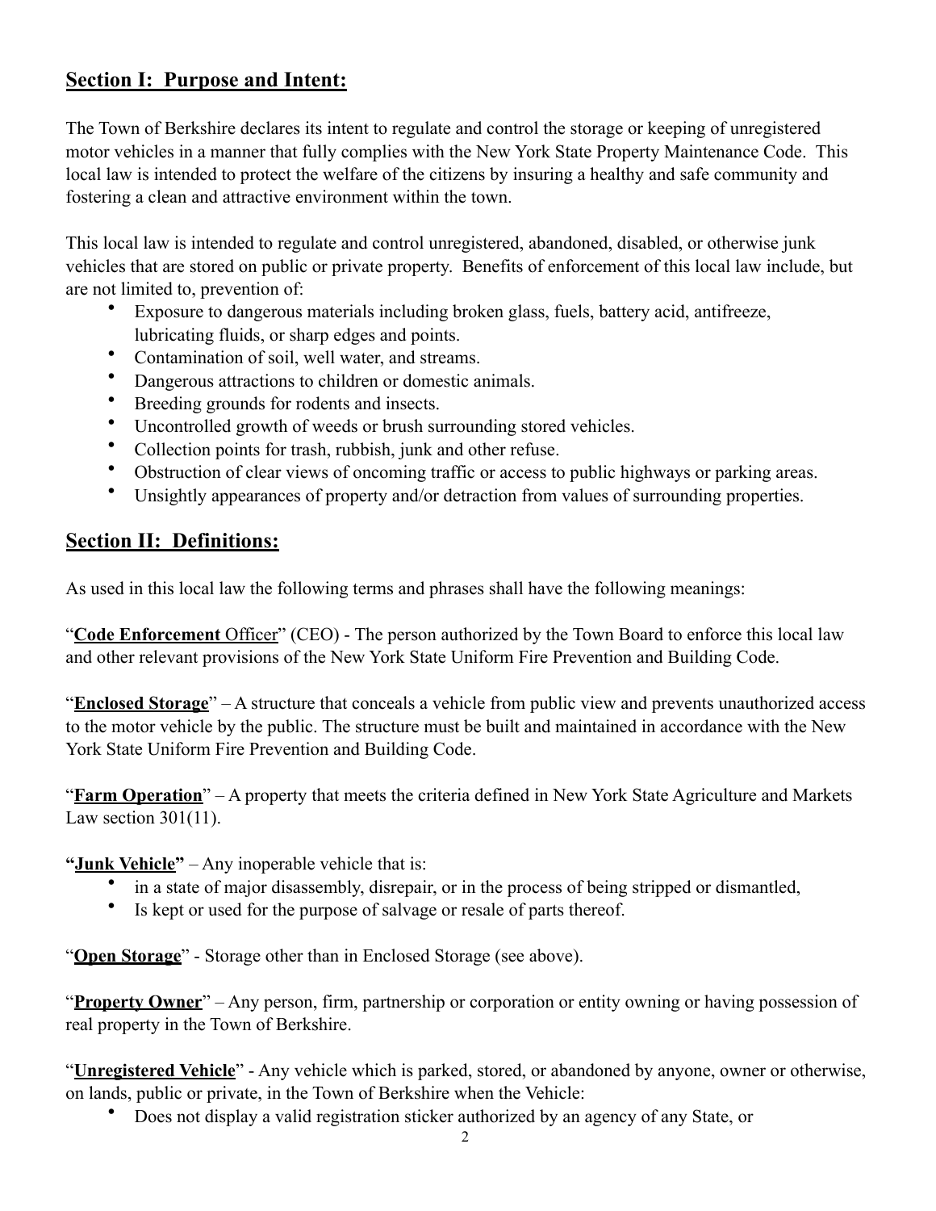## Section I: Purpose and Intent:

The Town of Berkshire declares its intent to regulate and control the storage or keeping of unregistered motor vehicles in a manner that fully complies with the New York State Property Maintenance Code. This local law is intended to protect the welfare of the citizens by insuring a healthy and safe community and fostering a clean and attractive environment within the town.

This local law is intended to regulate and control unregistered, abandoned, disabled, or otherwise junk vehicles that are stored on public or private property. Benefits of enforcement of this local law include, but are not limited to, prevention of:

- Exposure to dangerous materials including broken glass, fuels, battery acid, antifreeze, lubricating fluids, or sharp edges and points.
- Contamination of soil, well water, and streams.
- Dangerous attractions to children or domestic animals.
- Breeding grounds for rodents and insects.
- Uncontrolled growth of weeds or brush surrounding stored vehicles.
- Collection points for trash, rubbish, junk and other refuse.
- Obstruction of clear views of oncoming traffic or access to public highways or parking areas.
- Unsightly appearances of property and/or detraction from values of surrounding properties.

## Section II: Definitions:

As used in this local law the following terms and phrases shall have the following meanings:

"**Code Enforcement** Officer" (CEO) - The person authorized by the Town Board to enforce this local law and other relevant provisions of the New York State Uniform Fire Prevention and Building Code.

"**Enclosed Storage**" – A structure that conceals a vehicle from public view and prevents unauthorized access to the motor vehicle by the public. The structure must be built and maintained in accordance with the New York State Uniform Fire Prevention and Building Code.

"**Farm Operation**" – A property that meets the criteria defined in New York State Agriculture and Markets Law section 301(11).

**"Junk Vehicle"** – Any inoperable vehicle that is:

- in a state of major disassembly, disrepair, or in the process of being stripped or dismantled,
- Is kept or used for the purpose of salvage or resale of parts thereof.

"**Open Storage**" - Storage other than in Enclosed Storage (see above).

"**Property Owner**" – Any person, firm, partnership or corporation or entity owning or having possession of real property in the Town of Berkshire.

"**Unregistered Vehicle**" - Any vehicle which is parked, stored, or abandoned by anyone, owner or otherwise, on lands, public or private, in the Town of Berkshire when the Vehicle:

- Does not display a valid registration sticker authorized by an agency of any State, or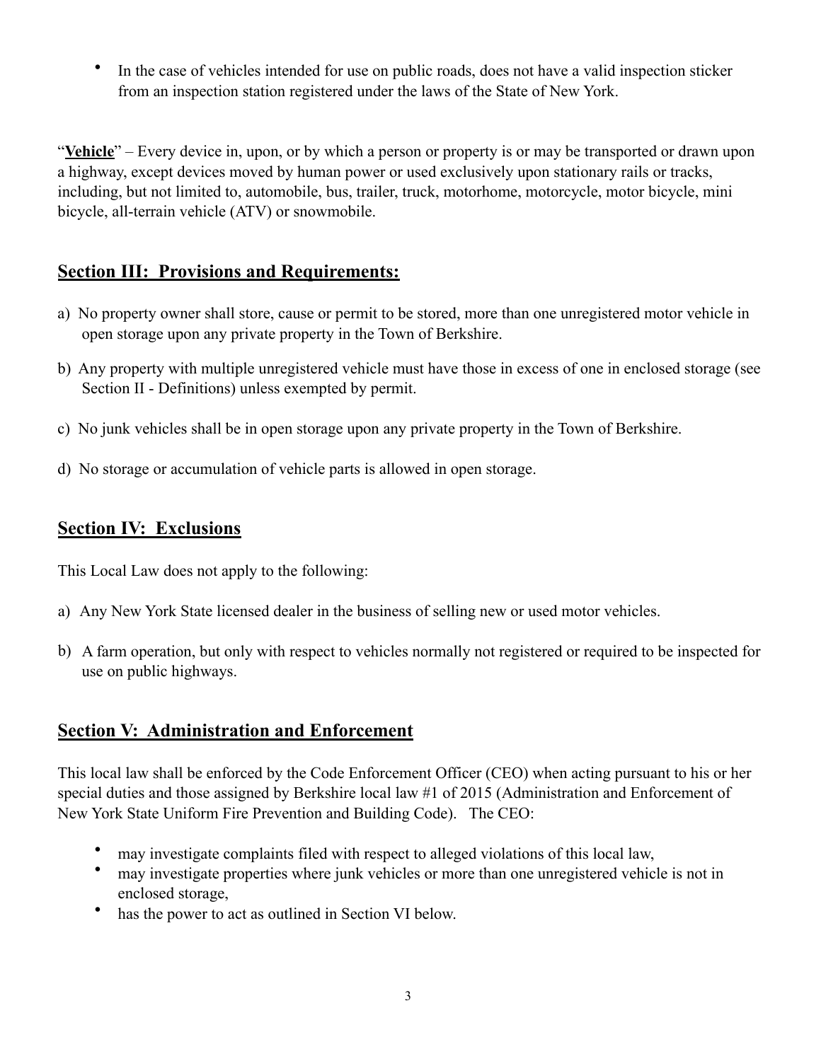- In the case of vehicles intended for use on public roads, does not have a valid inspection sticker from an inspection station registered under the laws of the State of New York.

"**Vehicle**" – Every device in, upon, or by which a person or property is or may be transported or drawn upon a highway, except devices moved by human power or used exclusively upon stationary rails or tracks, including, but not limited to, automobile, bus, trailer, truck, motorhome, motorcycle, motor bicycle, mini bicycle, all-terrain vehicle (ATV) or snowmobile.

## Section III: Provisions and Requirements:

a) No property owner shall store, cause or permit to be stored, more than one unregistered motor vehicle in open storage upon any private property in the Town of Berkshire.

b) Any property with multiple unregistered vehicle must have those in excess of one in enclosed storage (see Section II - Definitions) unless exempted by permit.

c) No junk vehicles shall be in open storage upon any private property in the Town of Berkshire.

d) No storage or accumulation of vehicle parts is allowed in open storage.

## Section IV: Exclusions

This Local Law does not apply to the following:

a) Any New York State licensed dealer in the business of selling new or used motor vehicles.

b) A farm operation, but only with respect to vehicles normally not registered or required to be inspected for use on public highways.

## Section V: Administration and Enforcement

This local law shall be enforced by the Code Enforcement Officer (CEO) when acting pursuant to his or her special duties and those assigned by Berkshire local law #1 of 2015 (Administration and Enforcement of New York State Uniform Fire Prevention and Building Code). The CEO:

- may investigate complaints filed with respect to alleged violations of this local law,
- may investigate properties where junk vehicles or more than one unregistered vehicle is not in enclosed storage,
- has the power to act as outlined in Section VI below.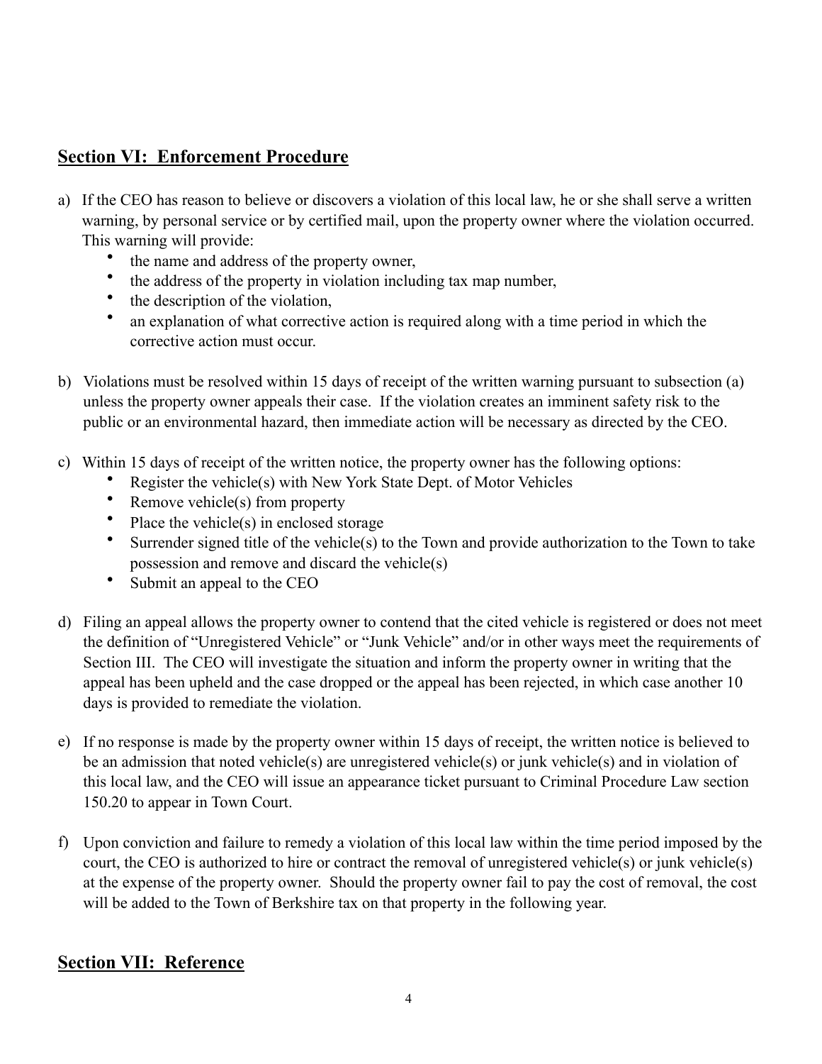## Section VI: Enforcement Procedure

a) If the CEO has reason to believe or discovers a violation of this local law, he or she shall serve a written warning, by personal service or by certified mail, upon the property owner where the violation occurred. This warning will provide:
   - the name and address of the property owner,
   - the address of the property in violation including tax map number,
   - the description of the violation,
   - an explanation of what corrective action is required along with a time period in which the corrective action must occur.

b) Violations must be resolved within 15 days of receipt of the written warning pursuant to subsection (a) unless the property owner appeals their case. If the violation creates an imminent safety risk to the public or an environmental hazard, then immediate action will be necessary as directed by the CEO.

c) Within 15 days of receipt of the written notice, the property owner has the following options:
   - Register the vehicle(s) with New York State Dept. of Motor Vehicles
   - Remove vehicle(s) from property
   - Place the vehicle(s) in enclosed storage
   - Surrender signed title of the vehicle(s) to the Town and provide authorization to the Town to take possession and remove and discard the vehicle(s)
   - Submit an appeal to the CEO

d) Filing an appeal allows the property owner to contend that the cited vehicle is registered or does not meet the definition of "Unregistered Vehicle" or "Junk Vehicle" and/or in other ways meet the requirements of Section III. The CEO will investigate the situation and inform the property owner in writing that the appeal has been upheld and the case dropped or the appeal has been rejected, in which case another 10 days is provided to remediate the violation.

e) If no response is made by the property owner within 15 days of receipt, the written notice is believed to be an admission that noted vehicle(s) are unregistered vehicle(s) or junk vehicle(s) and in violation of this local law, and the CEO will issue an appearance ticket pursuant to Criminal Procedure Law section 150.20 to appear in Town Court.

f) Upon conviction and failure to remedy a violation of this local law within the time period imposed by the court, the CEO is authorized to hire or contract the removal of unregistered vehicle(s) or junk vehicle(s) at the expense of the property owner. Should the property owner fail to pay the cost of removal, the cost will be added to the Town of Berkshire tax on that property in the following year.

## Section VII: Reference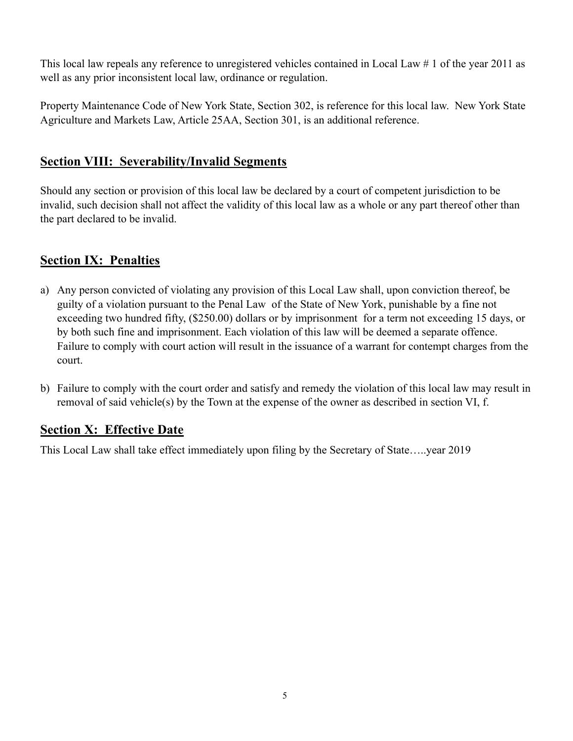This local law repeals any reference to unregistered vehicles contained in Local Law # 1 of the year 2011 as well as any prior inconsistent local law, ordinance or regulation.

Property Maintenance Code of New York State, Section 302, is reference for this local law. New York State Agriculture and Markets Law, Article 25AA, Section 301, is an additional reference.

## Section VIII: Severability/Invalid Segments

Should any section or provision of this local law be declared by a court of competent jurisdiction to be invalid, such decision shall not affect the validity of this local law as a whole or any part thereof other than the part declared to be invalid.

## Section IX: Penalties

a) Any person convicted of violating any provision of this Local Law shall, upon conviction thereof, be guilty of a violation pursuant to the Penal Law of the State of New York, punishable by a fine not exceeding two hundred fifty, ($250.00) dollars or by imprisonment for a term not exceeding 15 days, or by both such fine and imprisonment. Each violation of this law will be deemed a separate offence. Failure to comply with court action will result in the issuance of a warrant for contempt charges from the court.

b) Failure to comply with the court order and satisfy and remedy the violation of this local law may result in removal of said vehicle(s) by the Town at the expense of the owner as described in section VI, f.

## Section X: Effective Date

This Local Law shall take effect immediately upon filing by the Secretary of State…..year 2019